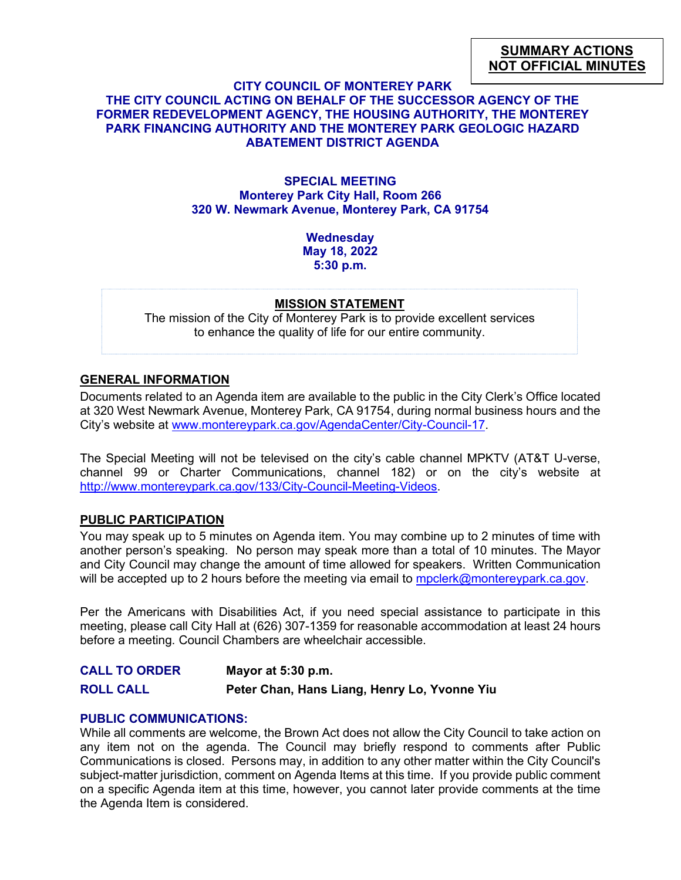**SUMMARY ACTIONS**
**NOT OFFICIAL MINUTES**

# CITY COUNCIL OF MONTEREY PARK
# THE CITY COUNCIL ACTING ON BEHALF OF THE SUCCESSOR AGENCY OF THE FORMER REDEVELOPMENT AGENCY, THE HOUSING AUTHORITY, THE MONTEREY PARK FINANCING AUTHORITY AND THE MONTEREY PARK GEOLOGIC HAZARD ABATEMENT DISTRICT AGENDA

**SPECIAL MEETING**
**Monterey Park City Hall, Room 266**
**320 W. Newmark Avenue, Monterey Park, CA 91754**

**Wednesday**
**May 18, 2022**
**5:30 p.m.**

**MISSION STATEMENT**

The mission of the City of Monterey Park is to provide excellent services to enhance the quality of life for our entire community.

## GENERAL INFORMATION

Documents related to an Agenda item are available to the public in the City Clerk's Office located at 320 West Newmark Avenue, Monterey Park, CA 91754, during normal business hours and the City's website at www.montereypark.ca.gov/AgendaCenter/City-Council-17.

The Special Meeting will not be televised on the city's cable channel MPKTV (AT&T U-verse, channel 99 or Charter Communications, channel 182) or on the city's website at http://www.montereypark.ca.gov/133/City-Council-Meeting-Videos.

## PUBLIC PARTICIPATION

You may speak up to 5 minutes on Agenda item. You may combine up to 2 minutes of time with another person's speaking. No person may speak more than a total of 10 minutes. The Mayor and City Council may change the amount of time allowed for speakers. Written Communication will be accepted up to 2 hours before the meeting via email to mpclerk@montereypark.ca.gov.

Per the Americans with Disabilities Act, if you need special assistance to participate in this meeting, please call City Hall at (626) 307-1359 for reasonable accommodation at least 24 hours before a meeting. Council Chambers are wheelchair accessible.

**CALL TO ORDER** — **Mayor at 5:30 p.m.**

**ROLL CALL** — **Peter Chan, Hans Liang, Henry Lo, Yvonne Yiu**

## PUBLIC COMMUNICATIONS:

While all comments are welcome, the Brown Act does not allow the City Council to take action on any item not on the agenda. The Council may briefly respond to comments after Public Communications is closed. Persons may, in addition to any other matter within the City Council's subject-matter jurisdiction, comment on Agenda Items at this time. If you provide public comment on a specific Agenda item at this time, however, you cannot later provide comments at the time the Agenda Item is considered.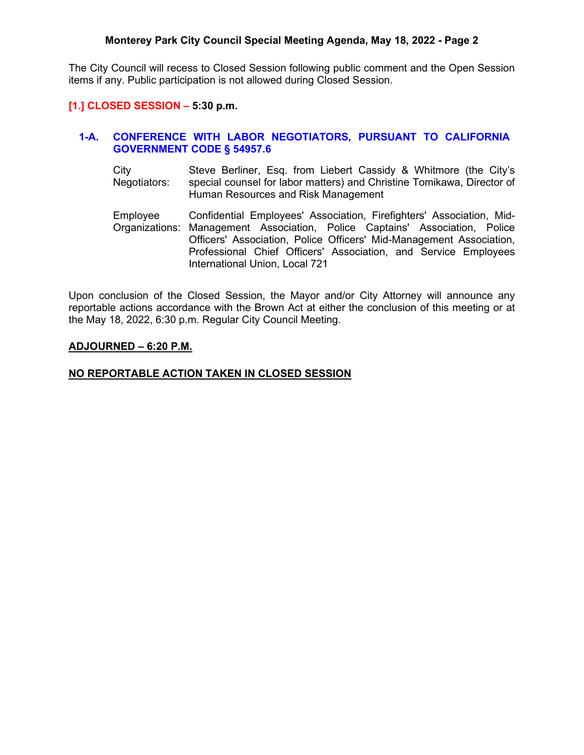The City Council will recess to Closed Session following public comment and the Open Session items if any. Public participation is not allowed during Closed Session.

## [1.] CLOSED SESSION – 5:30 p.m.

### 1-A. CONFERENCE WITH LABOR NEGOTIATORS, PURSUANT TO CALIFORNIA GOVERNMENT CODE § 54957.6

City Negotiators: Steve Berliner, Esq. from Liebert Cassidy & Whitmore (the City's special counsel for labor matters) and Christine Tomikawa, Director of Human Resources and Risk Management

Employee Organizations: Confidential Employees' Association, Firefighters' Association, Mid-Management Association, Police Captains' Association, Police Officers' Association, Police Officers' Mid-Management Association, Professional Chief Officers' Association, and Service Employees International Union, Local 721

Upon conclusion of the Closed Session, the Mayor and/or City Attorney will announce any reportable actions accordance with the Brown Act at either the conclusion of this meeting or at the May 18, 2022, 6:30 p.m. Regular City Council Meeting.

**ADJOURNED – 6:20 P.M.**

**NO REPORTABLE ACTION TAKEN IN CLOSED SESSION**